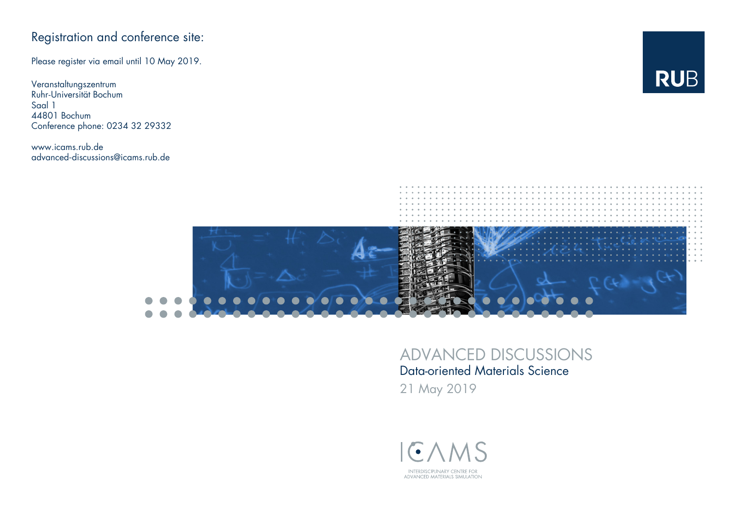## Registration and conference site:

Please register via email until 10 May 2019.

Veranstaltungszentrum
Ruhr-Universität Bochum
Saal 1
44801 Bochum
Conference phone: 0234 32 29332

www.icams.rub.de
advanced-discussions@icams.rub.de

RUB

# ADVANCED DISCUSSIONS

## Data-oriented Materials Science

21 May 2019

ICAMS

INTERDISCIPLINARY CENTRE FOR ADVANCED MATERIALS SIMULATION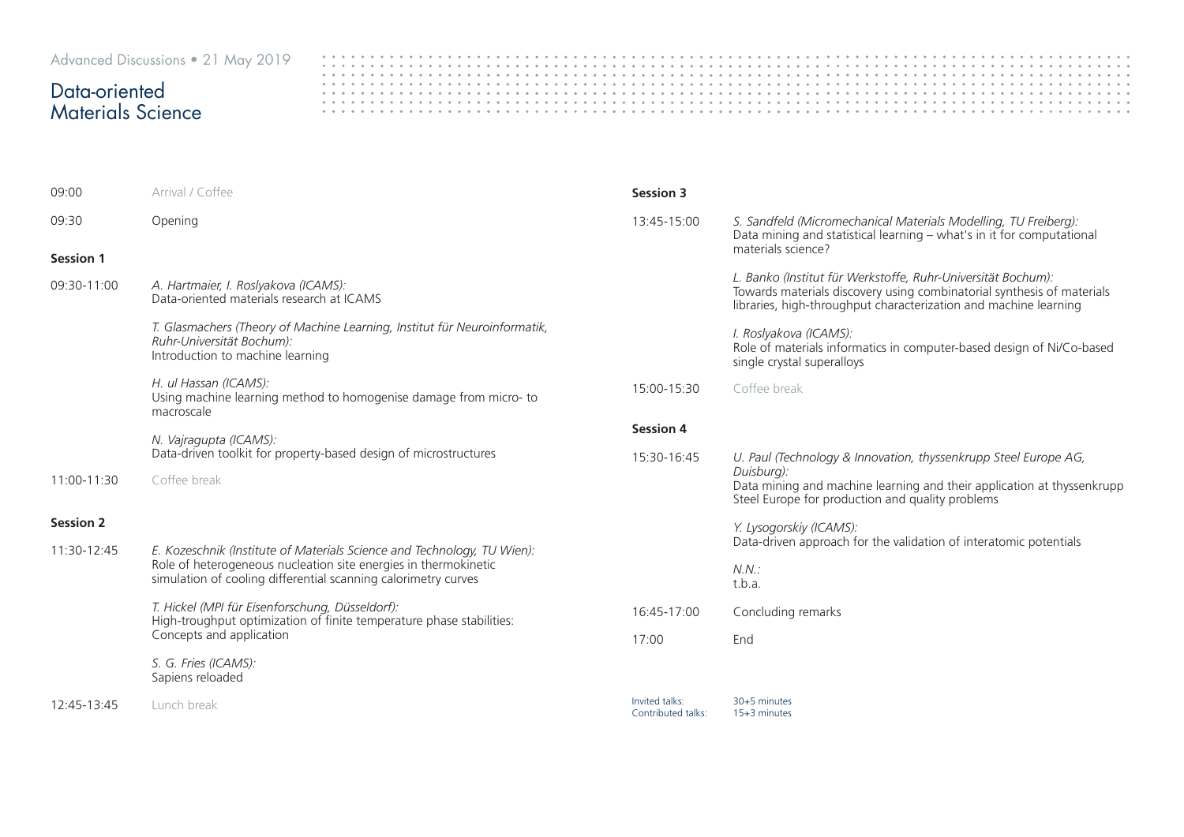Advanced Discussions • 21 May 2019

# Data-oriented Materials Science

09:00 Arrival / Coffee

09:30 Opening

### Session 1

**09:30-11:00**

*A. Hartmaier, I. Roslyakova (ICAMS):*
Data-oriented materials research at ICAMS

*T. Glasmachers (Theory of Machine Learning, Institut für Neuroinformatik, Ruhr-Universität Bochum):*
Introduction to machine learning

*H. ul Hassan (ICAMS):*
Using machine learning method to homogenise damage from micro- to macroscale

*N. Vajragupta (ICAMS):*
Data-driven toolkit for property-based design of microstructures

11:00-11:30 Coffee break

### Session 2

**11:30-12:45**

*E. Kozeschnik (Institute of Materials Science and Technology, TU Wien):*
Role of heterogeneous nucleation site energies in thermokinetic simulation of cooling differential scanning calorimetry curves

*T. Hickel (MPI für Eisenforschung, Düsseldorf):*
High-troughput optimization of finite temperature phase stabilities: Concepts and application

*S. G. Fries (ICAMS):*
Sapiens reloaded

12:45-13:45 Lunch break

### Session 3

**13:45-15:00**

*S. Sandfeld (Micromechanical Materials Modelling, TU Freiberg):*
Data mining and statistical learning – what's in it for computational materials science?

*L. Banko (Institut für Werkstoffe, Ruhr-Universität Bochum):*
Towards materials discovery using combinatorial synthesis of materials libraries, high-throughput characterization and machine learning

*I. Roslyakova (ICAMS):*
Role of materials informatics in computer-based design of Ni/Co-based single crystal superalloys

15:00-15:30 Coffee break

### Session 4

**15:30-16:45**

*U. Paul (Technology & Innovation, thyssenkrupp Steel Europe AG, Duisburg):*
Data mining and machine learning and their application at thyssenkrupp Steel Europe for production and quality problems

*Y. Lysogorskiy (ICAMS):*
Data-driven approach for the validation of interatomic potentials

*N.N.:*
t.b.a.

16:45-17:00 Concluding remarks

17:00 End

Invited talks: 30+5 minutes
Contributed talks: 15+3 minutes